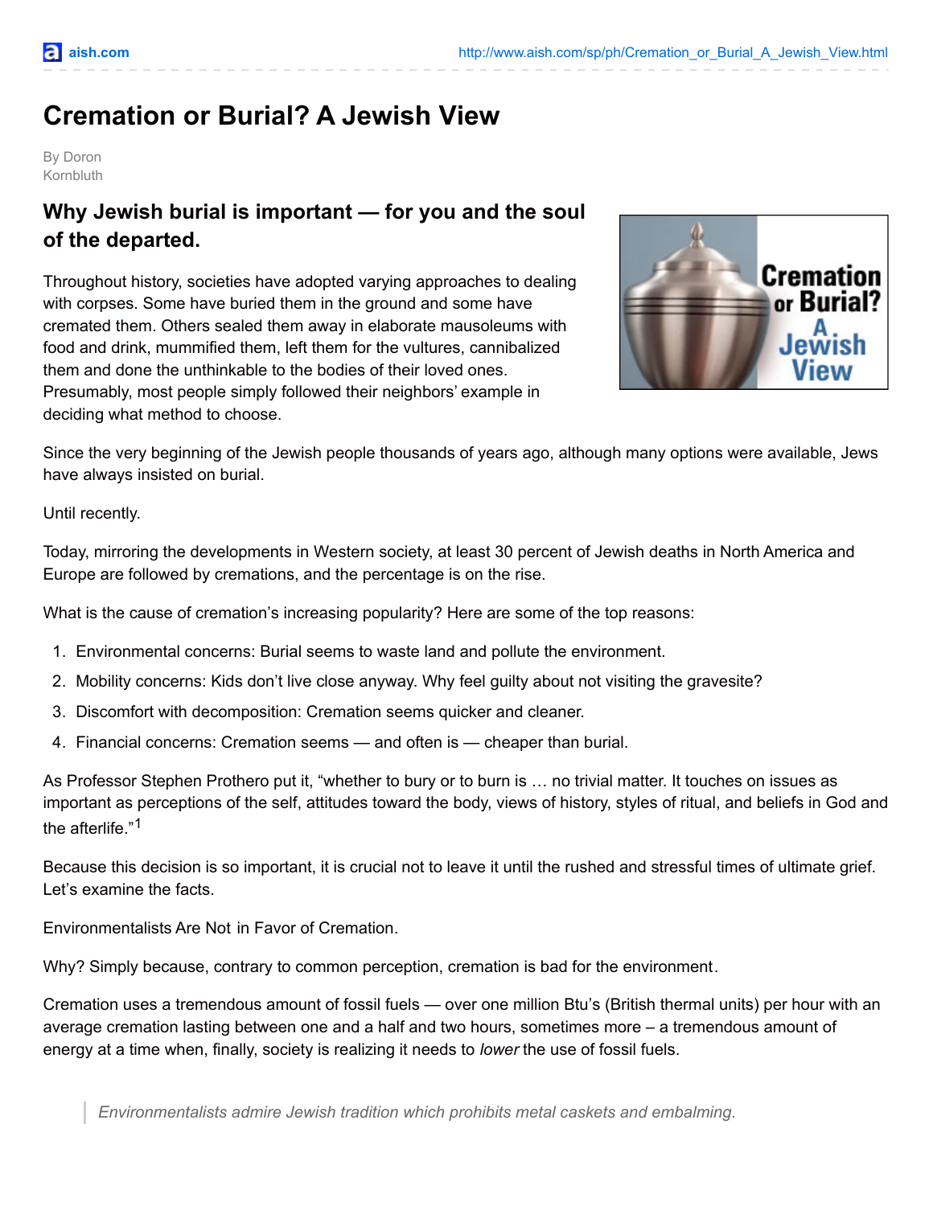# Cremation or Burial? A Jewish View

By Doron Kornbluth

## Why Jewish burial is important — for you and the soul of the departed.

Throughout history, societies have adopted varying approaches to dealing with corpses. Some have buried them in the ground and some have cremated them. Others sealed them away in elaborate mausoleums with food and drink, mummified them, left them for the vultures, cannibalized them and done the unthinkable to the bodies of their loved ones. Presumably, most people simply followed their neighbors' example in deciding what method to choose.

Since the very beginning of the Jewish people thousands of years ago, although many options were available, Jews have always insisted on burial.

Until recently.

Today, mirroring the developments in Western society, at least 30 percent of Jewish deaths in North America and Europe are followed by cremations, and the percentage is on the rise.

What is the cause of cremation's increasing popularity? Here are some of the top reasons:

1. Environmental concerns: Burial seems to waste land and pollute the environment.
2. Mobility concerns: Kids don't live close anyway. Why feel guilty about not visiting the gravesite?
3. Discomfort with decomposition: Cremation seems quicker and cleaner.
4. Financial concerns: Cremation seems — and often is — cheaper than burial.

As Professor Stephen Prothero put it, "whether to bury or to burn is … no trivial matter. It touches on issues as important as perceptions of the self, attitudes toward the body, views of history, styles of ritual, and beliefs in God and the afterlife."[1]

Because this decision is so important, it is crucial not to leave it until the rushed and stressful times of ultimate grief. Let's examine the facts.

Environmentalists Are Not in Favor of Cremation.

Why? Simply because, contrary to common perception, cremation is bad for the environment.

Cremation uses a tremendous amount of fossil fuels — over one million Btu's (British thermal units) per hour with an average cremation lasting between one and a half and two hours, sometimes more – a tremendous amount of energy at a time when, finally, society is realizing it needs to *lower* the use of fossil fuels.

> *Environmentalists admire Jewish tradition which prohibits metal caskets and embalming.*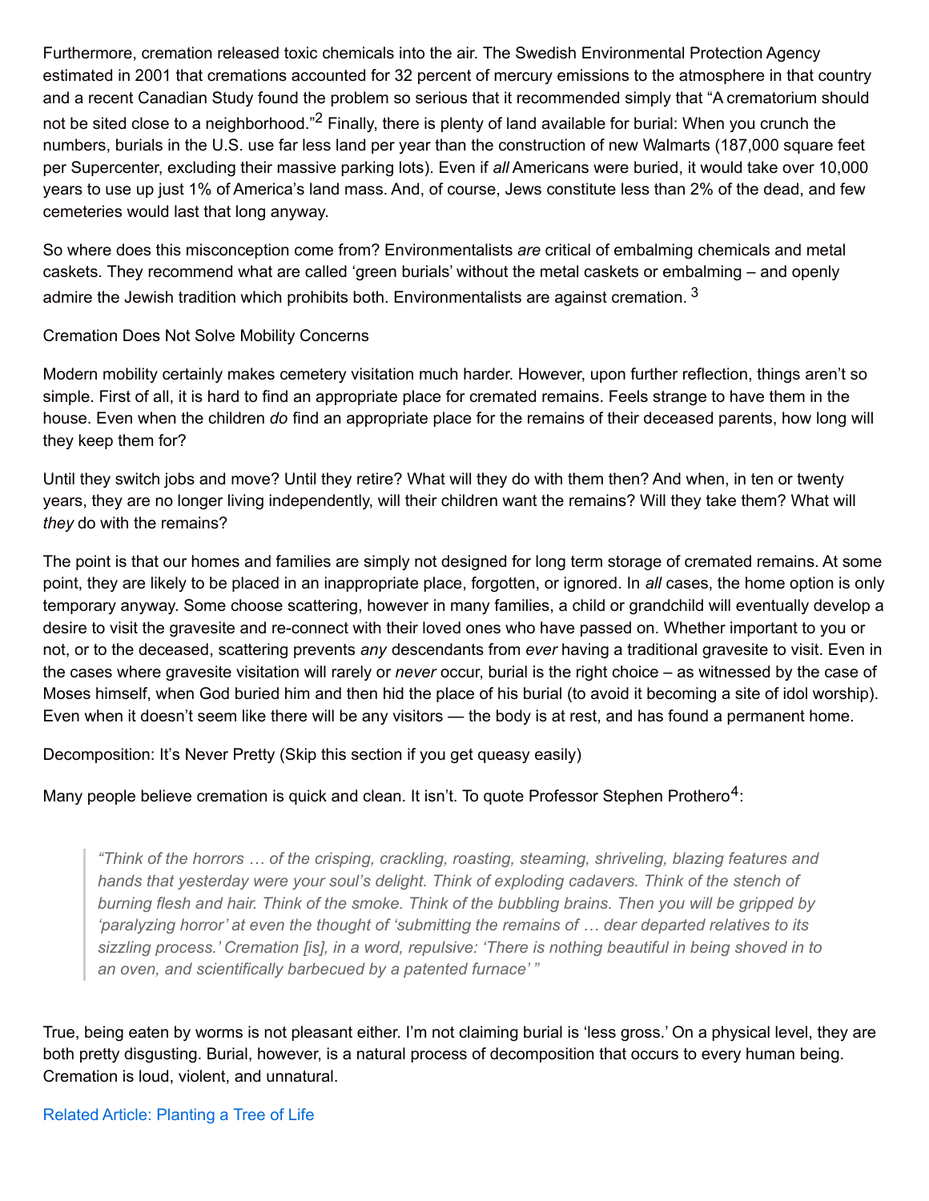Furthermore, cremation released toxic chemicals into the air. The Swedish Environmental Protection Agency estimated in 2001 that cremations accounted for 32 percent of mercury emissions to the atmosphere in that country and a recent Canadian Study found the problem so serious that it recommended simply that "A crematorium should not be sited close to a neighborhood."[2] Finally, there is plenty of land available for burial: When you crunch the numbers, burials in the U.S. use far less land per year than the construction of new Walmarts (187,000 square feet per Supercenter, excluding their massive parking lots). Even if *all* Americans were buried, it would take over 10,000 years to use up just 1% of America's land mass. And, of course, Jews constitute less than 2% of the dead, and few cemeteries would last that long anyway.

So where does this misconception come from? Environmentalists *are* critical of embalming chemicals and metal caskets. They recommend what are called 'green burials' without the metal caskets or embalming – and openly admire the Jewish tradition which prohibits both. Environmentalists are against cremation. [3]

## Cremation Does Not Solve Mobility Concerns

Modern mobility certainly makes cemetery visitation much harder. However, upon further reflection, things aren't so simple. First of all, it is hard to find an appropriate place for cremated remains. Feels strange to have them in the house. Even when the children *do* find an appropriate place for the remains of their deceased parents, how long will they keep them for?

Until they switch jobs and move? Until they retire? What will they do with them then? And when, in ten or twenty years, they are no longer living independently, will their children want the remains? Will they take them? What will *they* do with the remains?

The point is that our homes and families are simply not designed for long term storage of cremated remains. At some point, they are likely to be placed in an inappropriate place, forgotten, or ignored. In *all* cases, the home option is only temporary anyway. Some choose scattering, however in many families, a child or grandchild will eventually develop a desire to visit the gravesite and re-connect with their loved ones who have passed on. Whether important to you or not, or to the deceased, scattering prevents *any* descendants from *ever* having a traditional gravesite to visit. Even in the cases where gravesite visitation will rarely or *never* occur, burial is the right choice – as witnessed by the case of Moses himself, when God buried him and then hid the place of his burial (to avoid it becoming a site of idol worship). Even when it doesn't seem like there will be any visitors — the body is at rest, and has found a permanent home.

## Decomposition: It's Never Pretty (Skip this section if you get queasy easily)

Many people believe cremation is quick and clean. It isn't. To quote Professor Stephen Prothero[4]:

> *"Think of the horrors … of the crisping, crackling, roasting, steaming, shriveling, blazing features and hands that yesterday were your soul's delight. Think of exploding cadavers. Think of the stench of burning flesh and hair. Think of the smoke. Think of the bubbling brains. Then you will be gripped by 'paralyzing horror' at even the thought of 'submitting the remains of … dear departed relatives to its sizzling process.' Cremation [is], in a word, repulsive: 'There is nothing beautiful in being shoved in to an oven, and scientifically barbecued by a patented furnace' "*

True, being eaten by worms is not pleasant either. I'm not claiming burial is 'less gross.' On a physical level, they are both pretty disgusting. Burial, however, is a natural process of decomposition that occurs to every human being. Cremation is loud, violent, and unnatural.

Related Article: Planting a Tree of Life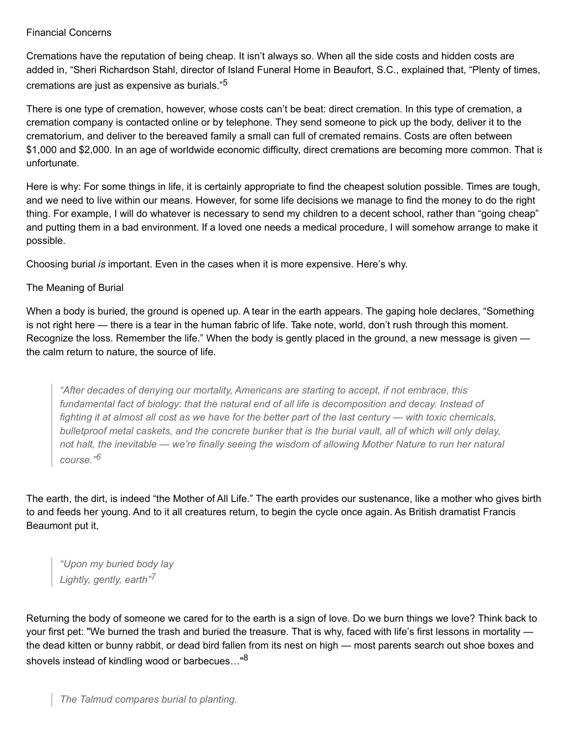## Financial Concerns

Cremations have the reputation of being cheap. It isn't always so. When all the side costs and hidden costs are added in, "Sheri Richardson Stahl, director of Island Funeral Home in Beaufort, S.C., explained that, "Plenty of times, cremations are just as expensive as burials."[5]

There is one type of cremation, however, whose costs can't be beat: direct cremation. In this type of cremation, a cremation company is contacted online or by telephone. They send someone to pick up the body, deliver it to the crematorium, and deliver to the bereaved family a small can full of cremated remains. Costs are often between $1,000 and $2,000. In an age of worldwide economic difficulty, direct cremations are becoming more common. That is unfortunate.

Here is why: For some things in life, it is certainly appropriate to find the cheapest solution possible. Times are tough, and we need to live within our means. However, for some life decisions we manage to find the money to do the right thing. For example, I will do whatever is necessary to send my children to a decent school, rather than "going cheap" and putting them in a bad environment. If a loved one needs a medical procedure, I will somehow arrange to make it possible.

Choosing burial *is* important. Even in the cases when it is more expensive. Here's why.

## The Meaning of Burial

When a body is buried, the ground is opened up. A tear in the earth appears. The gaping hole declares, "Something is not right here — there is a tear in the human fabric of life. Take note, world, don't rush through this moment. Recognize the loss. Remember the life." When the body is gently placed in the ground, a new message is given — the calm return to nature, the source of life.

> *"After decades of denying our mortality, Americans are starting to accept, if not embrace, this fundamental fact of biology: that the natural end of all life is decomposition and decay. Instead of fighting it at almost all cost as we have for the better part of the last century — with toxic chemicals, bulletproof metal caskets, and the concrete bunker that is the burial vault, all of which will only delay, not halt, the inevitable — we're finally seeing the wisdom of allowing Mother Nature to run her natural course."*[6]

The earth, the dirt, is indeed "the Mother of All Life." The earth provides our sustenance, like a mother who gives birth to and feeds her young. And to it all creatures return, to begin the cycle once again. As British dramatist Francis Beaumont put it,

> *"Upon my buried body lay*
> *Lightly, gently, earth"*[7]

Returning the body of someone we cared for to the earth is a sign of love. Do we burn things we love? Think back to your first pet: "We burned the trash and buried the treasure. That is why, faced with life's first lessons in mortality — the dead kitten or bunny rabbit, or dead bird fallen from its nest on high — most parents search out shoe boxes and shovels instead of kindling wood or barbecues…"[8]

> *The Talmud compares burial to planting.*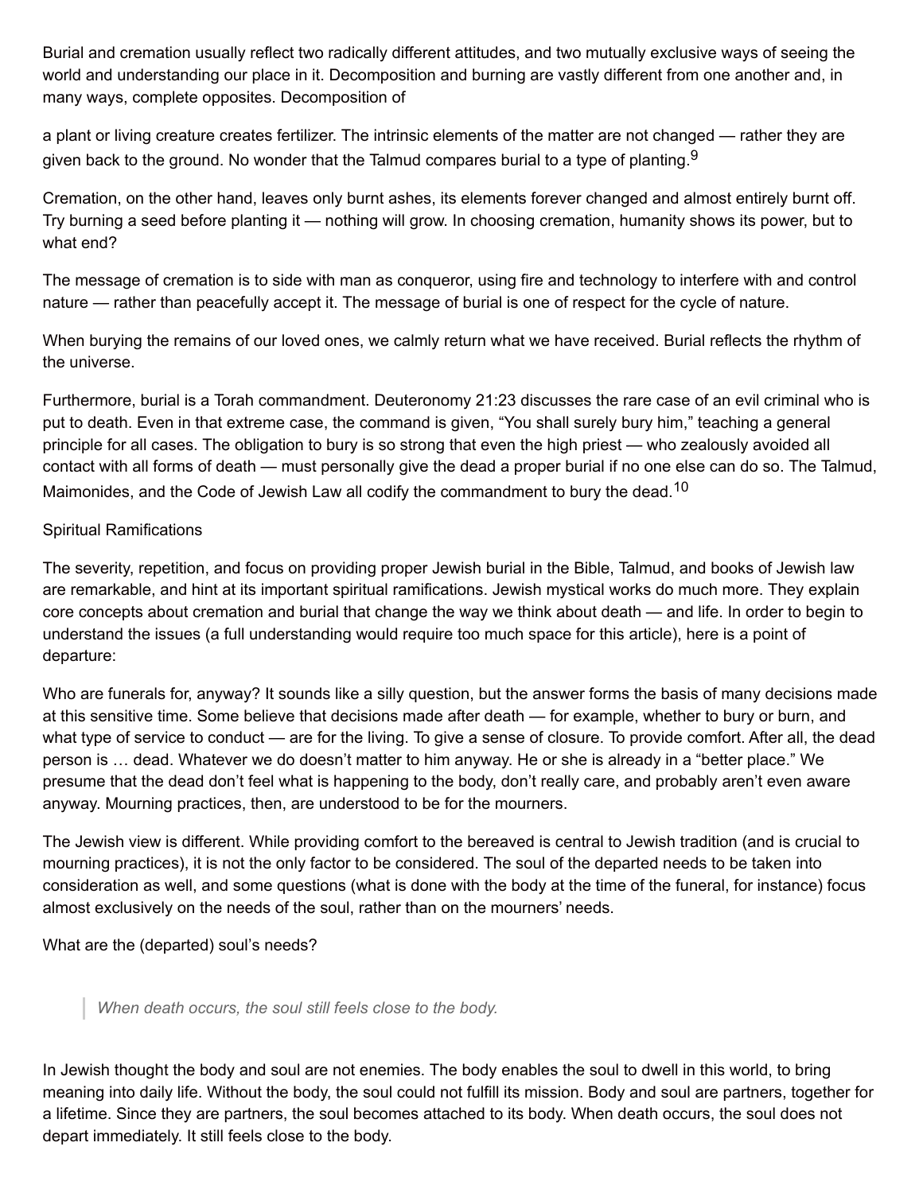Burial and cremation usually reflect two radically different attitudes, and two mutually exclusive ways of seeing the world and understanding our place in it. Decomposition and burning are vastly different from one another and, in many ways, complete opposites. Decomposition of

a plant or living creature creates fertilizer. The intrinsic elements of the matter are not changed — rather they are given back to the ground. No wonder that the Talmud compares burial to a type of planting.[9]

Cremation, on the other hand, leaves only burnt ashes, its elements forever changed and almost entirely burnt off. Try burning a seed before planting it — nothing will grow. In choosing cremation, humanity shows its power, but to what end?

The message of cremation is to side with man as conqueror, using fire and technology to interfere with and control nature — rather than peacefully accept it. The message of burial is one of respect for the cycle of nature.

When burying the remains of our loved ones, we calmly return what we have received. Burial reflects the rhythm of the universe.

Furthermore, burial is a Torah commandment. Deuteronomy 21:23 discusses the rare case of an evil criminal who is put to death. Even in that extreme case, the command is given, "You shall surely bury him," teaching a general principle for all cases. The obligation to bury is so strong that even the high priest — who zealously avoided all contact with all forms of death — must personally give the dead a proper burial if no one else can do so. The Talmud, Maimonides, and the Code of Jewish Law all codify the commandment to bury the dead.[10]

## Spiritual Ramifications

The severity, repetition, and focus on providing proper Jewish burial in the Bible, Talmud, and books of Jewish law are remarkable, and hint at its important spiritual ramifications. Jewish mystical works do much more. They explain core concepts about cremation and burial that change the way we think about death — and life. In order to begin to understand the issues (a full understanding would require too much space for this article), here is a point of departure:

Who are funerals for, anyway? It sounds like a silly question, but the answer forms the basis of many decisions made at this sensitive time. Some believe that decisions made after death — for example, whether to bury or burn, and what type of service to conduct — are for the living. To give a sense of closure. To provide comfort. After all, the dead person is … dead. Whatever we do doesn't matter to him anyway. He or she is already in a "better place." We presume that the dead don't feel what is happening to the body, don't really care, and probably aren't even aware anyway. Mourning practices, then, are understood to be for the mourners.

The Jewish view is different. While providing comfort to the bereaved is central to Jewish tradition (and is crucial to mourning practices), it is not the only factor to be considered. The soul of the departed needs to be taken into consideration as well, and some questions (what is done with the body at the time of the funeral, for instance) focus almost exclusively on the needs of the soul, rather than on the mourners' needs.

What are the (departed) soul's needs?

> *When death occurs, the soul still feels close to the body.*

In Jewish thought the body and soul are not enemies. The body enables the soul to dwell in this world, to bring meaning into daily life. Without the body, the soul could not fulfill its mission. Body and soul are partners, together for a lifetime. Since they are partners, the soul becomes attached to its body. When death occurs, the soul does not depart immediately. It still feels close to the body.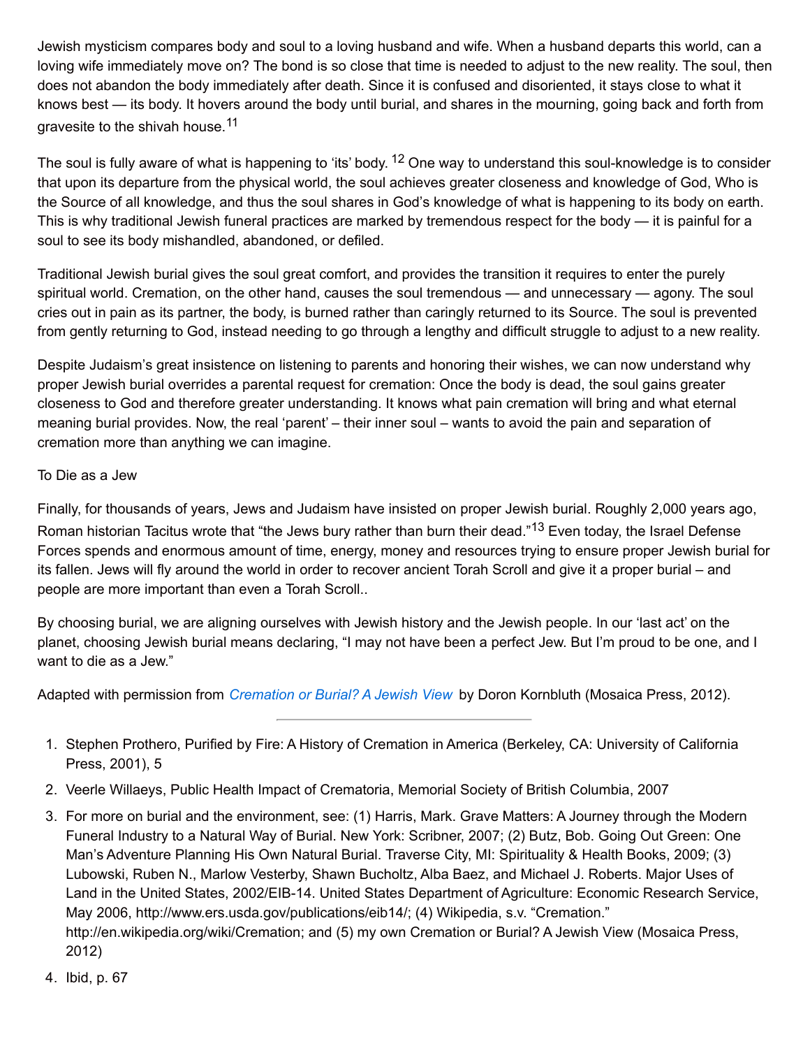Jewish mysticism compares body and soul to a loving husband and wife. When a husband departs this world, can a loving wife immediately move on? The bond is so close that time is needed to adjust to the new reality. The soul, then does not abandon the body immediately after death. Since it is confused and disoriented, it stays close to what it knows best — its body. It hovers around the body until burial, and shares in the mourning, going back and forth from gravesite to the shivah house.[11]

The soul is fully aware of what is happening to 'its' body. [12] One way to understand this soul-knowledge is to consider that upon its departure from the physical world, the soul achieves greater closeness and knowledge of God, Who is the Source of all knowledge, and thus the soul shares in God's knowledge of what is happening to its body on earth. This is why traditional Jewish funeral practices are marked by tremendous respect for the body — it is painful for a soul to see its body mishandled, abandoned, or defiled.

Traditional Jewish burial gives the soul great comfort, and provides the transition it requires to enter the purely spiritual world. Cremation, on the other hand, causes the soul tremendous — and unnecessary — agony. The soul cries out in pain as its partner, the body, is burned rather than caringly returned to its Source. The soul is prevented from gently returning to God, instead needing to go through a lengthy and difficult struggle to adjust to a new reality.

Despite Judaism's great insistence on listening to parents and honoring their wishes, we can now understand why proper Jewish burial overrides a parental request for cremation: Once the body is dead, the soul gains greater closeness to God and therefore greater understanding. It knows what pain cremation will bring and what eternal meaning burial provides. Now, the real 'parent' – their inner soul – wants to avoid the pain and separation of cremation more than anything we can imagine.

To Die as a Jew

Finally, for thousands of years, Jews and Judaism have insisted on proper Jewish burial. Roughly 2,000 years ago, Roman historian Tacitus wrote that "the Jews bury rather than burn their dead."[13] Even today, the Israel Defense Forces spends and enormous amount of time, energy, money and resources trying to ensure proper Jewish burial for its fallen. Jews will fly around the world in order to recover ancient Torah Scroll and give it a proper burial – and people are more important than even a Torah Scroll..

By choosing burial, we are aligning ourselves with Jewish history and the Jewish people. In our 'last act' on the planet, choosing Jewish burial means declaring, "I may not have been a perfect Jew. But I'm proud to be one, and I want to die as a Jew."

Adapted with permission from *Cremation or Burial? A Jewish View* by Doron Kornbluth (Mosaica Press, 2012).

---

1. Stephen Prothero, Purified by Fire: A History of Cremation in America (Berkeley, CA: University of California Press, 2001), 5
2. Veerle Willaeys, Public Health Impact of Crematoria, Memorial Society of British Columbia, 2007
3. For more on burial and the environment, see: (1) Harris, Mark. Grave Matters: A Journey through the Modern Funeral Industry to a Natural Way of Burial. New York: Scribner, 2007; (2) Butz, Bob. Going Out Green: One Man's Adventure Planning His Own Natural Burial. Traverse City, MI: Spirituality & Health Books, 2009; (3) Lubowski, Ruben N., Marlow Vesterby, Shawn Bucholtz, Alba Baez, and Michael J. Roberts. Major Uses of Land in the United States, 2002/EIB-14. United States Department of Agriculture: Economic Research Service, May 2006, http://www.ers.usda.gov/publications/eib14/; (4) Wikipedia, s.v. "Cremation." http://en.wikipedia.org/wiki/Cremation; and (5) my own Cremation or Burial? A Jewish View (Mosaica Press, 2012)
4. Ibid, p. 67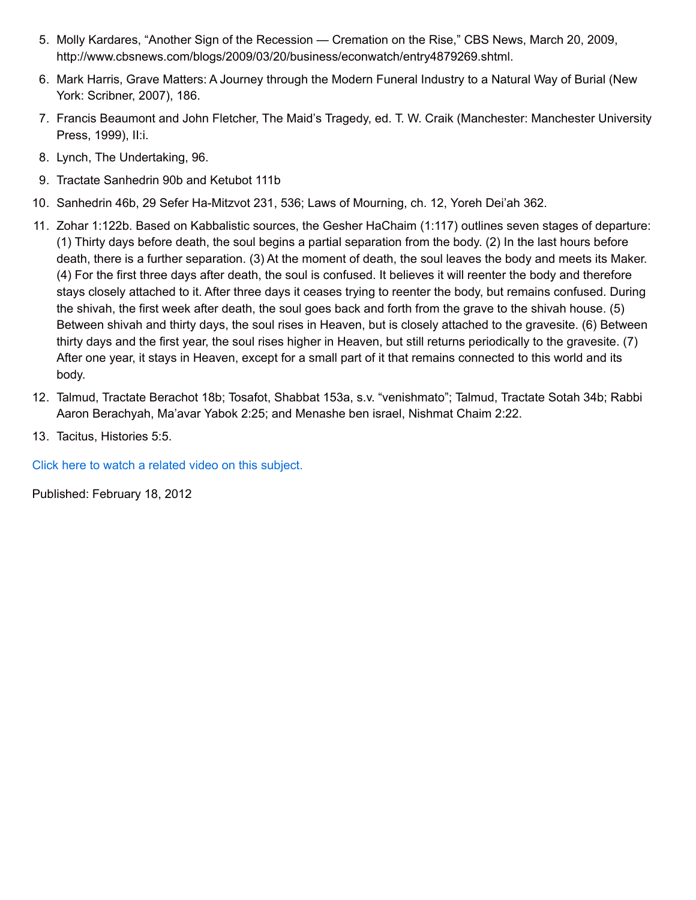5. Molly Kardares, “Another Sign of the Recession — Cremation on the Rise,” CBS News, March 20, 2009, http://www.cbsnews.com/blogs/2009/03/20/business/econwatch/entry4879269.shtml.
6. Mark Harris, Grave Matters: A Journey through the Modern Funeral Industry to a Natural Way of Burial (New York: Scribner, 2007), 186.
7. Francis Beaumont and John Fletcher, The Maid’s Tragedy, ed. T. W. Craik (Manchester: Manchester University Press, 1999), II:i.
8. Lynch, The Undertaking, 96.
9. Tractate Sanhedrin 90b and Ketubot 111b
10. Sanhedrin 46b, 29 Sefer Ha-Mitzvot 231, 536; Laws of Mourning, ch. 12, Yoreh Dei’ah 362.
11. Zohar 1:122b. Based on Kabbalistic sources, the Gesher HaChaim (1:117) outlines seven stages of departure: (1) Thirty days before death, the soul begins a partial separation from the body. (2) In the last hours before death, there is a further separation. (3) At the moment of death, the soul leaves the body and meets its Maker. (4) For the first three days after death, the soul is confused. It believes it will reenter the body and therefore stays closely attached to it. After three days it ceases trying to reenter the body, but remains confused. During the shivah, the first week after death, the soul goes back and forth from the grave to the shivah house. (5) Between shivah and thirty days, the soul rises in Heaven, but is closely attached to the gravesite. (6) Between thirty days and the first year, the soul rises higher in Heaven, but still returns periodically to the gravesite. (7) After one year, it stays in Heaven, except for a small part of it that remains connected to this world and its body.
12. Talmud, Tractate Berachot 18b; Tosafot, Shabbat 153a, s.v. “venishmato”; Talmud, Tractate Sotah 34b; Rabbi Aaron Berachyah, Ma’avar Yabok 2:25; and Menashe ben israel, Nishmat Chaim 2:22.
13. Tacitus, Histories 5:5.

Click here to watch a related video on this subject.

Published: February 18, 2012